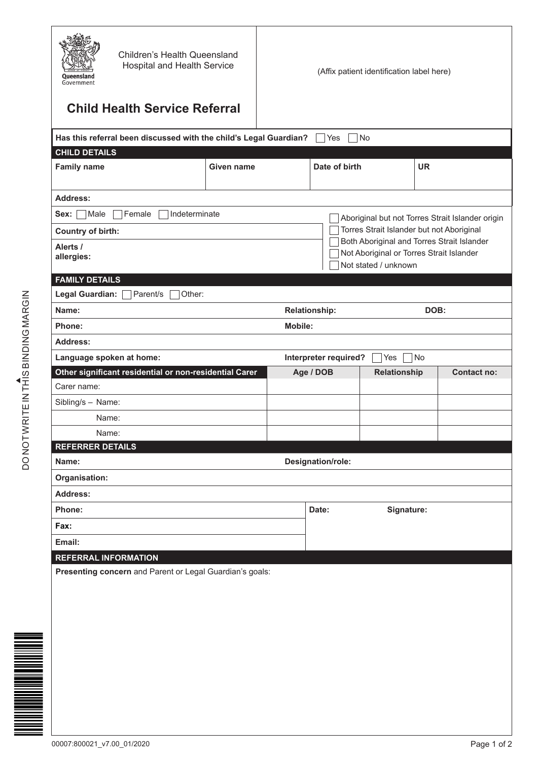Children's Health Queensland Hospital and Health Service

# Child Health Service Referral

(Affix patient identification label here)

**Has this referral been discussed with the child's Legal Guardian?** ☐ Yes ☐ No

## CHILD DETAILS

| Family name | Given name | Date of birth | UR |
|---|---|---|---|
| | | | |

**Address:**

**Sex:** ☐ Male ☐ Female ☐ Indeterminate

**Country of birth:**

**Alerts / allergies:**

☐ Aboriginal but not Torres Strait Islander origin
☐ Torres Strait Islander but not Aboriginal
☐ Both Aboriginal and Torres Strait Islander
☐ Not Aboriginal or Torres Strait Islander
☐ Not stated / unknown

## FAMILY DETAILS

**Legal Guardian:** ☐ Parent/s ☐ Other:

**Name:** **Relationship:** **DOB:**

**Phone:** **Mobile:**

**Address:**

**Language spoken at home:** **Interpreter required?** ☐ Yes ☐ No

| Other significant residential or non-residential Carer | Age / DOB | Relationship | Contact no: |
|---|---|---|---|
| Carer name: | | | |
| Sibling/s – Name: | | | |
| Name: | | | |
| Name: | | | |

## REFERRER DETAILS

**Name:** **Designation/role:**

**Organisation:**

**Address:**

**Phone:** **Date:** **Signature:**

**Fax:**

**Email:**

## REFERRAL INFORMATION

**Presenting concern** and Parent or Legal Guardian's goals:

DO NOT WRITE IN THIS BINDING MARGIN

00007:800021_v7.00_01/2020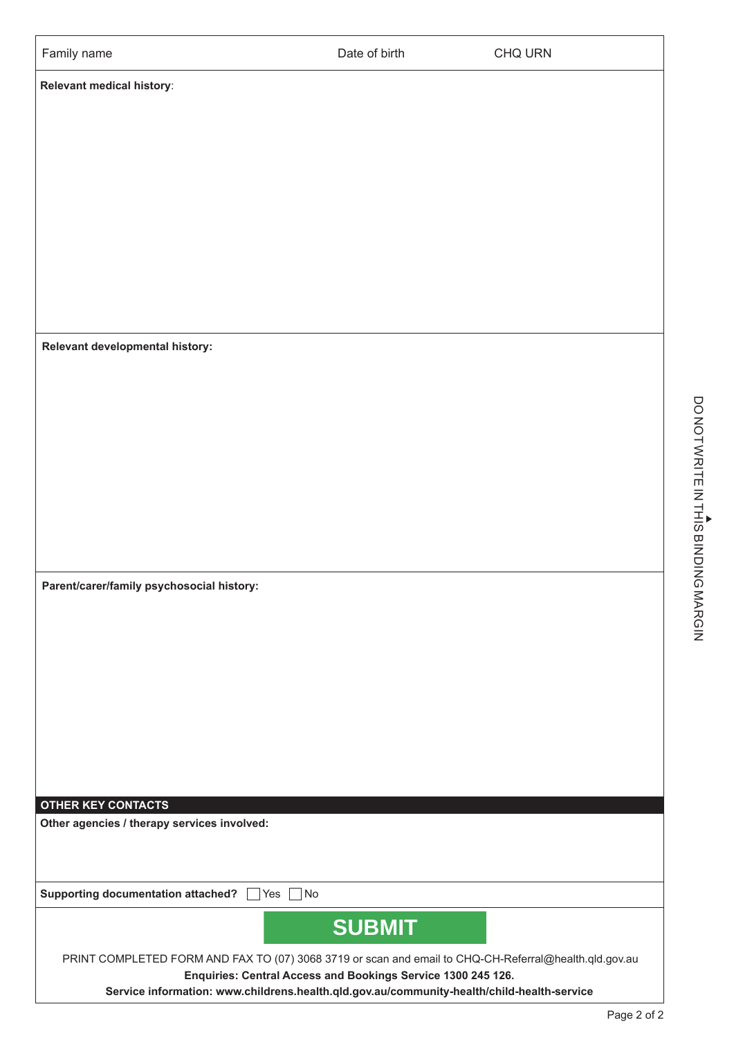| Family name | Date of birth | CHQ URN |
|---|---|---|

**Relevant medical history**:

**Relevant developmental history:**

**Parent/carer/family psychosocial history:**

## OTHER KEY CONTACTS

**Other agencies / therapy services involved:**

**Supporting documentation attached?** ☐ Yes ☐ No

**SUBMIT**

PRINT COMPLETED FORM AND FAX TO (07) 3068 3719 or scan and email to CHQ-CH-Referral@health.qld.gov.au

**Enquiries: Central Access and Bookings Service 1300 245 126.**

**Service information: www.childrens.health.qld.gov.au/community-health/child-health-service**

DO NOT WRITE IN THIS BINDING MARGIN